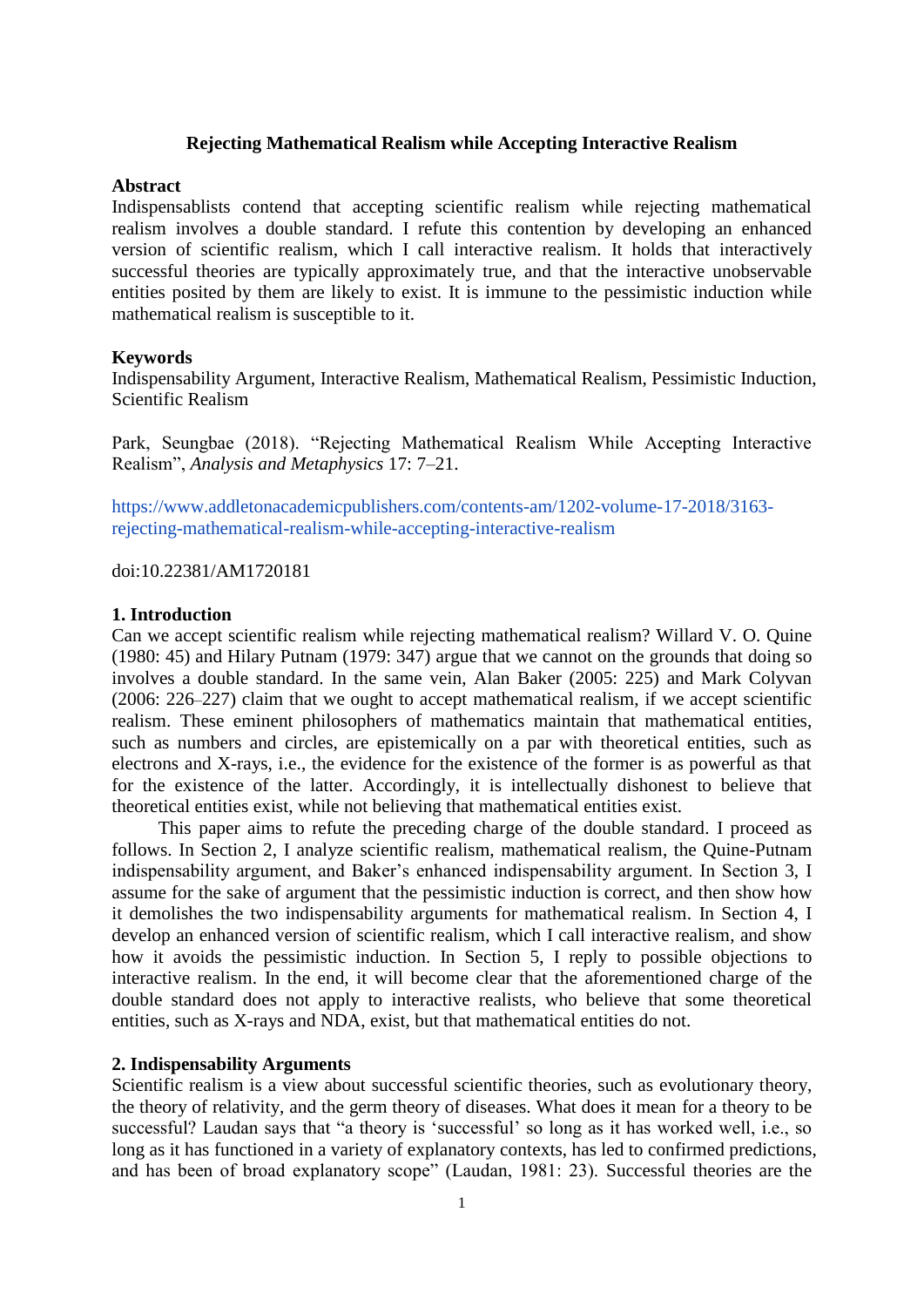**Rejecting Mathematical Realism while Accepting Interactive Realism**

**Abstract**

Indispensablists contend that accepting scientific realism while rejecting mathematical realism involves a double standard. I refute this contention by developing an enhanced version of scientific realism, which I call interactive realism. It holds that interactively successful theories are typically approximately true, and that the interactive unobservable entities posited by them are likely to exist. It is immune to the pessimistic induction while mathematical realism is susceptible to it.

**Keywords**

Indispensability Argument, Interactive Realism, Mathematical Realism, Pessimistic Induction, Scientific Realism

Park, Seungbae (2018). "Rejecting Mathematical Realism While Accepting Interactive Realism", *Analysis and Metaphysics* 17: 7–21.

https://www.addletonacademicpublishers.com/contents-am/1202-volume-17-2018/3163-rejecting-mathematical-realism-while-accepting-interactive-realism

doi:10.22381/AM1720181

## 1. Introduction

Can we accept scientific realism while rejecting mathematical realism? Willard V. O. Quine (1980: 45) and Hilary Putnam (1979: 347) argue that we cannot on the grounds that doing so involves a double standard. In the same vein, Alan Baker (2005: 225) and Mark Colyvan (2006: 226–227) claim that we ought to accept mathematical realism, if we accept scientific realism. These eminent philosophers of mathematics maintain that mathematical entities, such as numbers and circles, are epistemically on a par with theoretical entities, such as electrons and X-rays, i.e., the evidence for the existence of the former is as powerful as that for the existence of the latter. Accordingly, it is intellectually dishonest to believe that theoretical entities exist, while not believing that mathematical entities exist.

This paper aims to refute the preceding charge of the double standard. I proceed as follows. In Section 2, I analyze scientific realism, mathematical realism, the Quine-Putnam indispensability argument, and Baker's enhanced indispensability argument. In Section 3, I assume for the sake of argument that the pessimistic induction is correct, and then show how it demolishes the two indispensability arguments for mathematical realism. In Section 4, I develop an enhanced version of scientific realism, which I call interactive realism, and show how it avoids the pessimistic induction. In Section 5, I reply to possible objections to interactive realism. In the end, it will become clear that the aforementioned charge of the double standard does not apply to interactive realists, who believe that some theoretical entities, such as X-rays and NDA, exist, but that mathematical entities do not.

## 2. Indispensability Arguments

Scientific realism is a view about successful scientific theories, such as evolutionary theory, the theory of relativity, and the germ theory of diseases. What does it mean for a theory to be successful? Laudan says that "a theory is 'successful' so long as it has worked well, i.e., so long as it has functioned in a variety of explanatory contexts, has led to confirmed predictions, and has been of broad explanatory scope" (Laudan, 1981: 23). Successful theories are the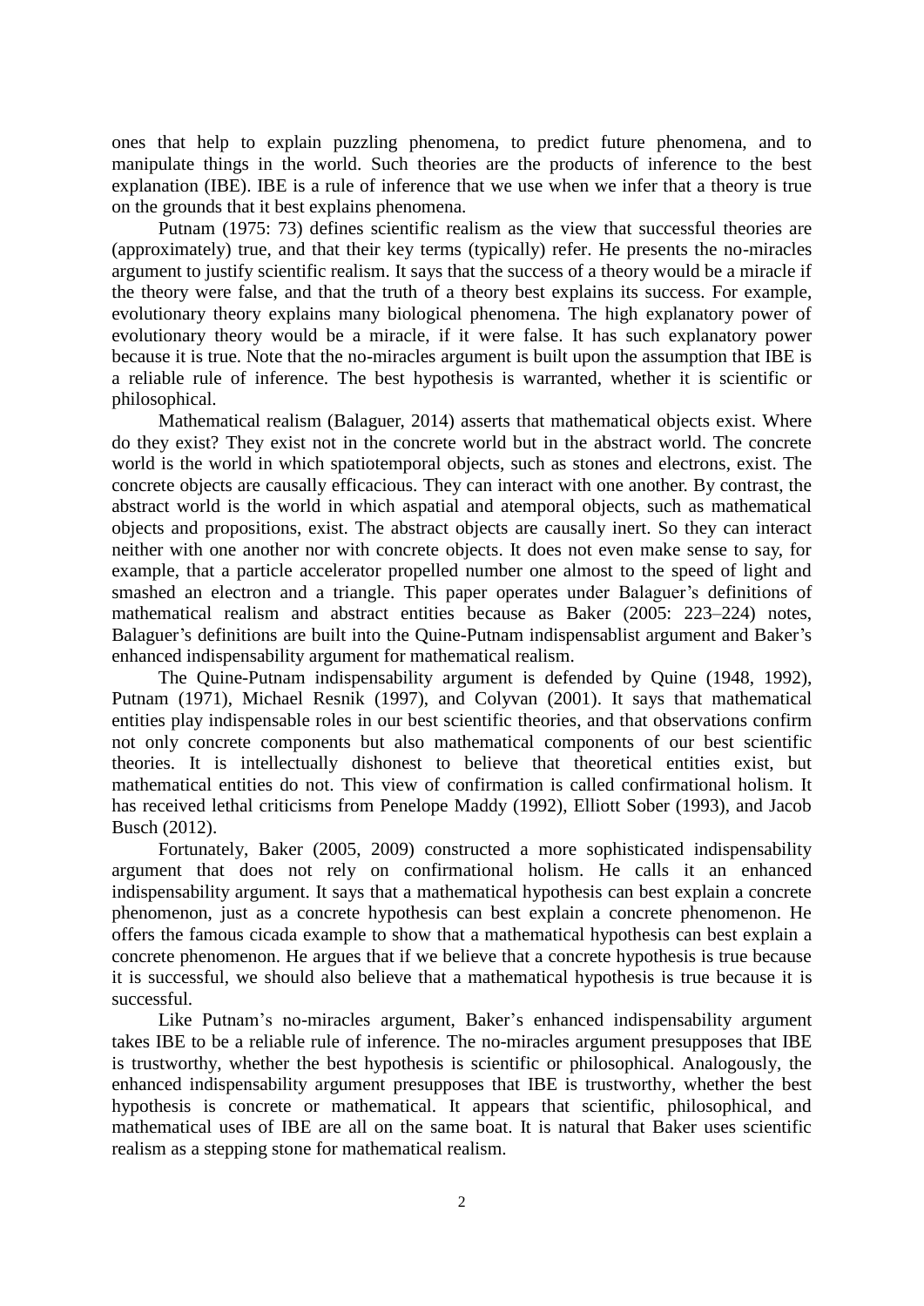ones that help to explain puzzling phenomena, to predict future phenomena, and to manipulate things in the world. Such theories are the products of inference to the best explanation (IBE). IBE is a rule of inference that we use when we infer that a theory is true on the grounds that it best explains phenomena.

Putnam (1975: 73) defines scientific realism as the view that successful theories are (approximately) true, and that their key terms (typically) refer. He presents the no-miracles argument to justify scientific realism. It says that the success of a theory would be a miracle if the theory were false, and that the truth of a theory best explains its success. For example, evolutionary theory explains many biological phenomena. The high explanatory power of evolutionary theory would be a miracle, if it were false. It has such explanatory power because it is true. Note that the no-miracles argument is built upon the assumption that IBE is a reliable rule of inference. The best hypothesis is warranted, whether it is scientific or philosophical.

Mathematical realism (Balaguer, 2014) asserts that mathematical objects exist. Where do they exist? They exist not in the concrete world but in the abstract world. The concrete world is the world in which spatiotemporal objects, such as stones and electrons, exist. The concrete objects are causally efficacious. They can interact with one another. By contrast, the abstract world is the world in which aspatial and atemporal objects, such as mathematical objects and propositions, exist. The abstract objects are causally inert. So they can interact neither with one another nor with concrete objects. It does not even make sense to say, for example, that a particle accelerator propelled number one almost to the speed of light and smashed an electron and a triangle. This paper operates under Balaguer's definitions of mathematical realism and abstract entities because as Baker (2005: 223–224) notes, Balaguer's definitions are built into the Quine-Putnam indispensablist argument and Baker's enhanced indispensability argument for mathematical realism.

The Quine-Putnam indispensability argument is defended by Quine (1948, 1992), Putnam (1971), Michael Resnik (1997), and Colyvan (2001). It says that mathematical entities play indispensable roles in our best scientific theories, and that observations confirm not only concrete components but also mathematical components of our best scientific theories. It is intellectually dishonest to believe that theoretical entities exist, but mathematical entities do not. This view of confirmation is called confirmational holism. It has received lethal criticisms from Penelope Maddy (1992), Elliott Sober (1993), and Jacob Busch (2012).

Fortunately, Baker (2005, 2009) constructed a more sophisticated indispensability argument that does not rely on confirmational holism. He calls it an enhanced indispensability argument. It says that a mathematical hypothesis can best explain a concrete phenomenon, just as a concrete hypothesis can best explain a concrete phenomenon. He offers the famous cicada example to show that a mathematical hypothesis can best explain a concrete phenomenon. He argues that if we believe that a concrete hypothesis is true because it is successful, we should also believe that a mathematical hypothesis is true because it is successful.

Like Putnam's no-miracles argument, Baker's enhanced indispensability argument takes IBE to be a reliable rule of inference. The no-miracles argument presupposes that IBE is trustworthy, whether the best hypothesis is scientific or philosophical. Analogously, the enhanced indispensability argument presupposes that IBE is trustworthy, whether the best hypothesis is concrete or mathematical. It appears that scientific, philosophical, and mathematical uses of IBE are all on the same boat. It is natural that Baker uses scientific realism as a stepping stone for mathematical realism.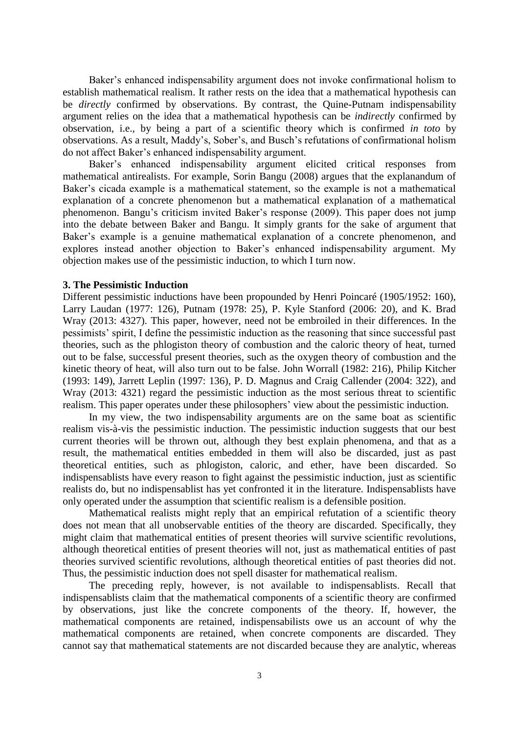Baker's enhanced indispensability argument does not invoke confirmational holism to establish mathematical realism. It rather rests on the idea that a mathematical hypothesis can be *directly* confirmed by observations. By contrast, the Quine-Putnam indispensability argument relies on the idea that a mathematical hypothesis can be *indirectly* confirmed by observation, i.e., by being a part of a scientific theory which is confirmed *in toto* by observations. As a result, Maddy's, Sober's, and Busch's refutations of confirmational holism do not affect Baker's enhanced indispensability argument.

Baker's enhanced indispensability argument elicited critical responses from mathematical antirealists. For example, Sorin Bangu (2008) argues that the explanandum of Baker's cicada example is a mathematical statement, so the example is not a mathematical explanation of a concrete phenomenon but a mathematical explanation of a mathematical phenomenon. Bangu's criticism invited Baker's response (2009). This paper does not jump into the debate between Baker and Bangu. It simply grants for the sake of argument that Baker's example is a genuine mathematical explanation of a concrete phenomenon, and explores instead another objection to Baker's enhanced indispensability argument. My objection makes use of the pessimistic induction, to which I turn now.

### 3. The Pessimistic Induction

Different pessimistic inductions have been propounded by Henri Poincaré (1905/1952: 160), Larry Laudan (1977: 126), Putnam (1978: 25), P. Kyle Stanford (2006: 20), and K. Brad Wray (2013: 4327). This paper, however, need not be embroiled in their differences. In the pessimists' spirit, I define the pessimistic induction as the reasoning that since successful past theories, such as the phlogiston theory of combustion and the caloric theory of heat, turned out to be false, successful present theories, such as the oxygen theory of combustion and the kinetic theory of heat, will also turn out to be false. John Worrall (1982: 216), Philip Kitcher (1993: 149), Jarrett Leplin (1997: 136), P. D. Magnus and Craig Callender (2004: 322), and Wray (2013: 4321) regard the pessimistic induction as the most serious threat to scientific realism. This paper operates under these philosophers' view about the pessimistic induction.

In my view, the two indispensability arguments are on the same boat as scientific realism vis-à-vis the pessimistic induction. The pessimistic induction suggests that our best current theories will be thrown out, although they best explain phenomena, and that as a result, the mathematical entities embedded in them will also be discarded, just as past theoretical entities, such as phlogiston, caloric, and ether, have been discarded. So indispensablists have every reason to fight against the pessimistic induction, just as scientific realists do, but no indispensablist has yet confronted it in the literature. Indispensablists have only operated under the assumption that scientific realism is a defensible position.

Mathematical realists might reply that an empirical refutation of a scientific theory does not mean that all unobservable entities of the theory are discarded. Specifically, they might claim that mathematical entities of present theories will survive scientific revolutions, although theoretical entities of present theories will not, just as mathematical entities of past theories survived scientific revolutions, although theoretical entities of past theories did not. Thus, the pessimistic induction does not spell disaster for mathematical realism.

The preceding reply, however, is not available to indispensablists. Recall that indispensablists claim that the mathematical components of a scientific theory are confirmed by observations, just like the concrete components of the theory. If, however, the mathematical components are retained, indispensabilists owe us an account of why the mathematical components are retained, when concrete components are discarded. They cannot say that mathematical statements are not discarded because they are analytic, whereas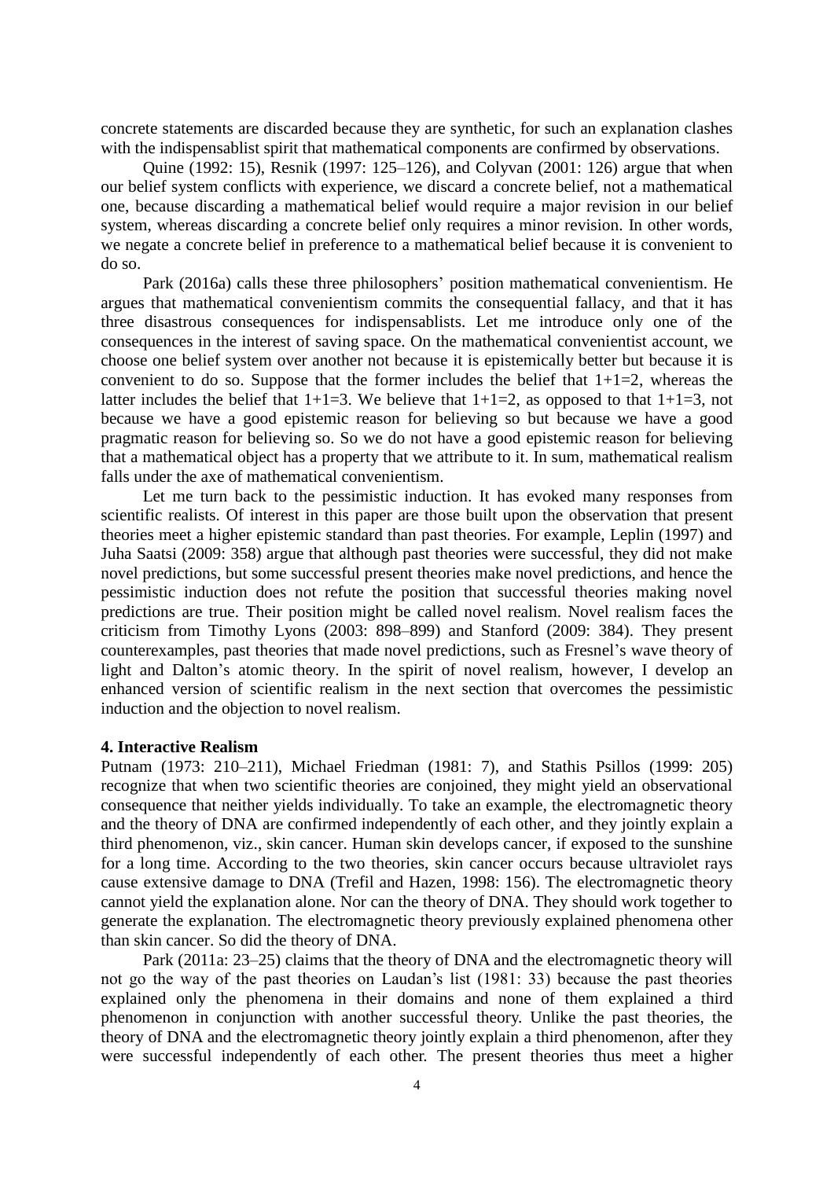concrete statements are discarded because they are synthetic, for such an explanation clashes with the indispensablist spirit that mathematical components are confirmed by observations.

Quine (1992: 15), Resnik (1997: 125–126), and Colyvan (2001: 126) argue that when our belief system conflicts with experience, we discard a concrete belief, not a mathematical one, because discarding a mathematical belief would require a major revision in our belief system, whereas discarding a concrete belief only requires a minor revision. In other words, we negate a concrete belief in preference to a mathematical belief because it is convenient to do so.

Park (2016a) calls these three philosophers' position mathematical convenientism. He argues that mathematical convenientism commits the consequential fallacy, and that it has three disastrous consequences for indispensablists. Let me introduce only one of the consequences in the interest of saving space. On the mathematical convenientist account, we choose one belief system over another not because it is epistemically better but because it is convenient to do so. Suppose that the former includes the belief that 1+1=2, whereas the latter includes the belief that 1+1=3. We believe that 1+1=2, as opposed to that 1+1=3, not because we have a good epistemic reason for believing so but because we have a good pragmatic reason for believing so. So we do not have a good epistemic reason for believing that a mathematical object has a property that we attribute to it. In sum, mathematical realism falls under the axe of mathematical convenientism.

Let me turn back to the pessimistic induction. It has evoked many responses from scientific realists. Of interest in this paper are those built upon the observation that present theories meet a higher epistemic standard than past theories. For example, Leplin (1997) and Juha Saatsi (2009: 358) argue that although past theories were successful, they did not make novel predictions, but some successful present theories make novel predictions, and hence the pessimistic induction does not refute the position that successful theories making novel predictions are true. Their position might be called novel realism. Novel realism faces the criticism from Timothy Lyons (2003: 898–899) and Stanford (2009: 384). They present counterexamples, past theories that made novel predictions, such as Fresnel's wave theory of light and Dalton's atomic theory. In the spirit of novel realism, however, I develop an enhanced version of scientific realism in the next section that overcomes the pessimistic induction and the objection to novel realism.

## 4. Interactive Realism

Putnam (1973: 210–211), Michael Friedman (1981: 7), and Stathis Psillos (1999: 205) recognize that when two scientific theories are conjoined, they might yield an observational consequence that neither yields individually. To take an example, the electromagnetic theory and the theory of DNA are confirmed independently of each other, and they jointly explain a third phenomenon, viz., skin cancer. Human skin develops cancer, if exposed to the sunshine for a long time. According to the two theories, skin cancer occurs because ultraviolet rays cause extensive damage to DNA (Trefil and Hazen, 1998: 156). The electromagnetic theory cannot yield the explanation alone. Nor can the theory of DNA. They should work together to generate the explanation. The electromagnetic theory previously explained phenomena other than skin cancer. So did the theory of DNA.

Park (2011a: 23–25) claims that the theory of DNA and the electromagnetic theory will not go the way of the past theories on Laudan's list (1981: 33) because the past theories explained only the phenomena in their domains and none of them explained a third phenomenon in conjunction with another successful theory. Unlike the past theories, the theory of DNA and the electromagnetic theory jointly explain a third phenomenon, after they were successful independently of each other. The present theories thus meet a higher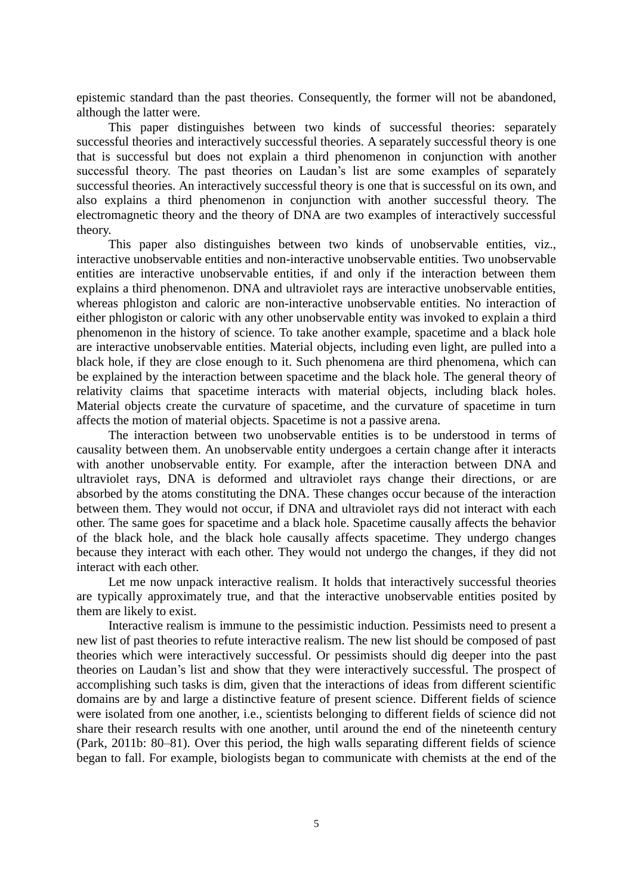epistemic standard than the past theories. Consequently, the former will not be abandoned, although the latter were.

This paper distinguishes between two kinds of successful theories: separately successful theories and interactively successful theories. A separately successful theory is one that is successful but does not explain a third phenomenon in conjunction with another successful theory. The past theories on Laudan's list are some examples of separately successful theories. An interactively successful theory is one that is successful on its own, and also explains a third phenomenon in conjunction with another successful theory. The electromagnetic theory and the theory of DNA are two examples of interactively successful theory.

This paper also distinguishes between two kinds of unobservable entities, viz., interactive unobservable entities and non-interactive unobservable entities. Two unobservable entities are interactive unobservable entities, if and only if the interaction between them explains a third phenomenon. DNA and ultraviolet rays are interactive unobservable entities, whereas phlogiston and caloric are non-interactive unobservable entities. No interaction of either phlogiston or caloric with any other unobservable entity was invoked to explain a third phenomenon in the history of science. To take another example, spacetime and a black hole are interactive unobservable entities. Material objects, including even light, are pulled into a black hole, if they are close enough to it. Such phenomena are third phenomena, which can be explained by the interaction between spacetime and the black hole. The general theory of relativity claims that spacetime interacts with material objects, including black holes. Material objects create the curvature of spacetime, and the curvature of spacetime in turn affects the motion of material objects. Spacetime is not a passive arena.

The interaction between two unobservable entities is to be understood in terms of causality between them. An unobservable entity undergoes a certain change after it interacts with another unobservable entity. For example, after the interaction between DNA and ultraviolet rays, DNA is deformed and ultraviolet rays change their directions, or are absorbed by the atoms constituting the DNA. These changes occur because of the interaction between them. They would not occur, if DNA and ultraviolet rays did not interact with each other. The same goes for spacetime and a black hole. Spacetime causally affects the behavior of the black hole, and the black hole causally affects spacetime. They undergo changes because they interact with each other. They would not undergo the changes, if they did not interact with each other.

Let me now unpack interactive realism. It holds that interactively successful theories are typically approximately true, and that the interactive unobservable entities posited by them are likely to exist.

Interactive realism is immune to the pessimistic induction. Pessimists need to present a new list of past theories to refute interactive realism. The new list should be composed of past theories which were interactively successful. Or pessimists should dig deeper into the past theories on Laudan's list and show that they were interactively successful. The prospect of accomplishing such tasks is dim, given that the interactions of ideas from different scientific domains are by and large a distinctive feature of present science. Different fields of science were isolated from one another, i.e., scientists belonging to different fields of science did not share their research results with one another, until around the end of the nineteenth century (Park, 2011b: 80–81). Over this period, the high walls separating different fields of science began to fall. For example, biologists began to communicate with chemists at the end of the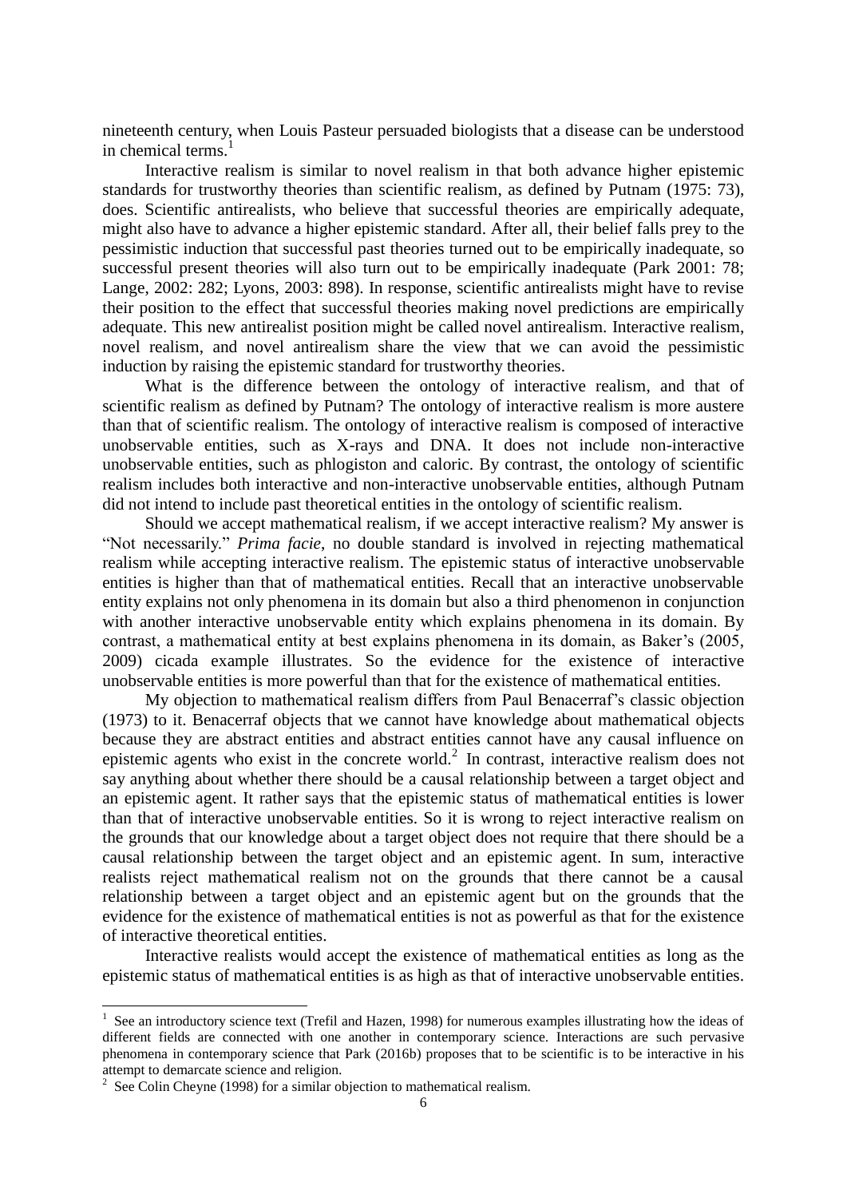nineteenth century, when Louis Pasteur persuaded biologists that a disease can be understood in chemical terms.[1]

Interactive realism is similar to novel realism in that both advance higher epistemic standards for trustworthy theories than scientific realism, as defined by Putnam (1975: 73), does. Scientific antirealists, who believe that successful theories are empirically adequate, might also have to advance a higher epistemic standard. After all, their belief falls prey to the pessimistic induction that successful past theories turned out to be empirically inadequate, so successful present theories will also turn out to be empirically inadequate (Park 2001: 78; Lange, 2002: 282; Lyons, 2003: 898). In response, scientific antirealists might have to revise their position to the effect that successful theories making novel predictions are empirically adequate. This new antirealist position might be called novel antirealism. Interactive realism, novel realism, and novel antirealism share the view that we can avoid the pessimistic induction by raising the epistemic standard for trustworthy theories.

What is the difference between the ontology of interactive realism, and that of scientific realism as defined by Putnam? The ontology of interactive realism is more austere than that of scientific realism. The ontology of interactive realism is composed of interactive unobservable entities, such as X-rays and DNA. It does not include non-interactive unobservable entities, such as phlogiston and caloric. By contrast, the ontology of scientific realism includes both interactive and non-interactive unobservable entities, although Putnam did not intend to include past theoretical entities in the ontology of scientific realism.

Should we accept mathematical realism, if we accept interactive realism? My answer is "Not necessarily." *Prima facie*, no double standard is involved in rejecting mathematical realism while accepting interactive realism. The epistemic status of interactive unobservable entities is higher than that of mathematical entities. Recall that an interactive unobservable entity explains not only phenomena in its domain but also a third phenomenon in conjunction with another interactive unobservable entity which explains phenomena in its domain. By contrast, a mathematical entity at best explains phenomena in its domain, as Baker's (2005, 2009) cicada example illustrates. So the evidence for the existence of interactive unobservable entities is more powerful than that for the existence of mathematical entities.

My objection to mathematical realism differs from Paul Benacerraf's classic objection (1973) to it. Benacerraf objects that we cannot have knowledge about mathematical objects because they are abstract entities and abstract entities cannot have any causal influence on epistemic agents who exist in the concrete world.[2] In contrast, interactive realism does not say anything about whether there should be a causal relationship between a target object and an epistemic agent. It rather says that the epistemic status of mathematical entities is lower than that of interactive unobservable entities. So it is wrong to reject interactive realism on the grounds that our knowledge about a target object does not require that there should be a causal relationship between the target object and an epistemic agent. In sum, interactive realists reject mathematical realism not on the grounds that there cannot be a causal relationship between a target object and an epistemic agent but on the grounds that the evidence for the existence of mathematical entities is not powerful as that for the existence of interactive theoretical entities.

Interactive realists would accept the existence of mathematical entities as long as the epistemic status of mathematical entities is as high as that of interactive unobservable entities.

---

[1] See an introductory science text (Trefil and Hazen, 1998) for numerous examples illustrating how the ideas of different fields are connected with one another in contemporary science. Interactions are such pervasive phenomena in contemporary science that Park (2016b) proposes that to be scientific is to be interactive in his attempt to demarcate science and religion.

[2] See Colin Cheyne (1998) for a similar objection to mathematical realism.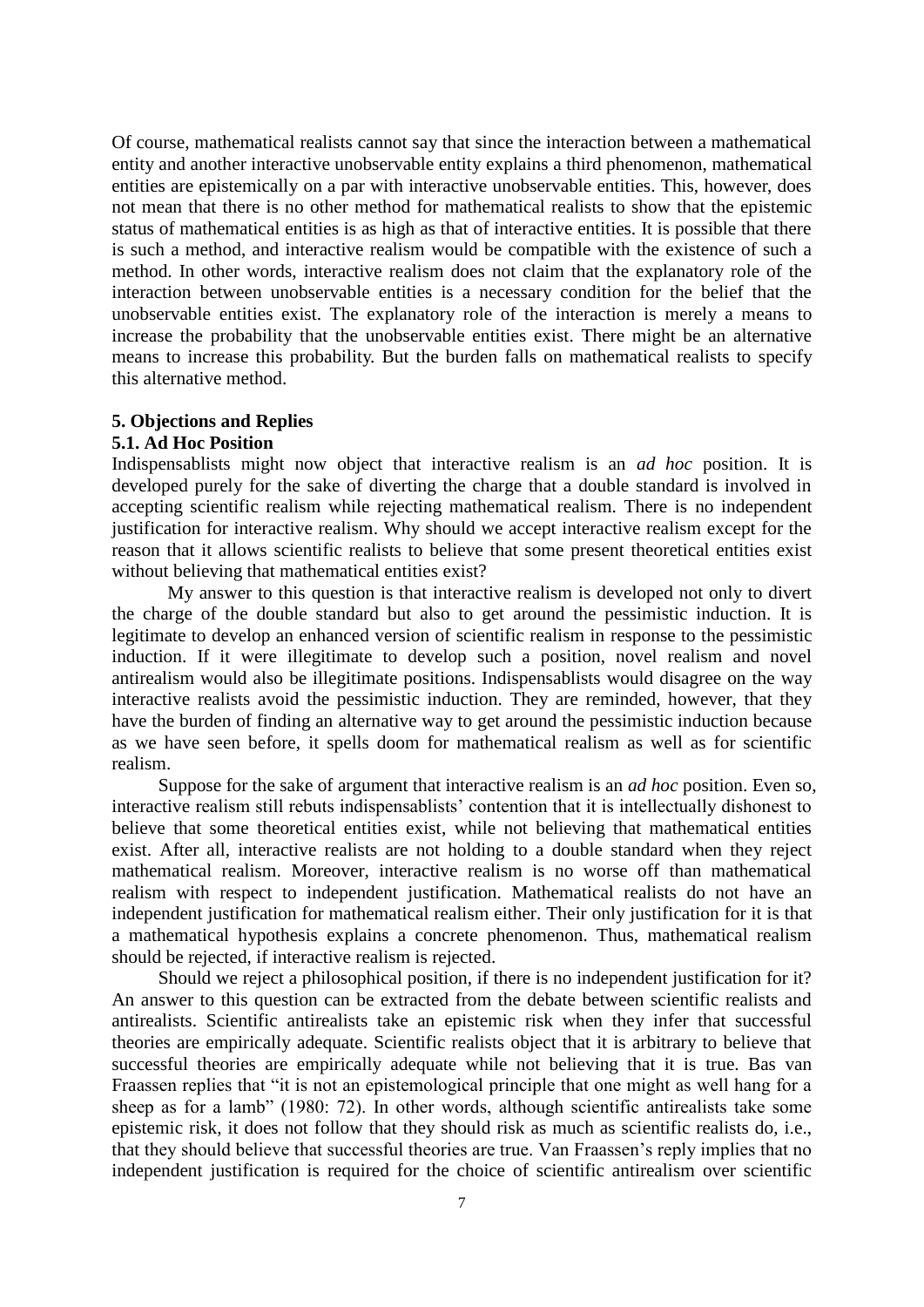Of course, mathematical realists cannot say that since the interaction between a mathematical entity and another interactive unobservable entity explains a third phenomenon, mathematical entities are epistemically on a par with interactive unobservable entities. This, however, does not mean that there is no other method for mathematical realists to show that the epistemic status of mathematical entities is as high as that of interactive entities. It is possible that there is such a method, and interactive realism would be compatible with the existence of such a method. In other words, interactive realism does not claim that the explanatory role of the interaction between unobservable entities is a necessary condition for the belief that the unobservable entities exist. The explanatory role of the interaction is merely a means to increase the probability that the unobservable entities exist. There might be an alternative means to increase this probability. But the burden falls on mathematical realists to specify this alternative method.

## 5. Objections and Replies

### 5.1. Ad Hoc Position

Indispensablists might now object that interactive realism is an *ad hoc* position. It is developed purely for the sake of diverting the charge that a double standard is involved in accepting scientific realism while rejecting mathematical realism. There is no independent justification for interactive realism. Why should we accept interactive realism except for the reason that it allows scientific realists to believe that some present theoretical entities exist without believing that mathematical entities exist?

My answer to this question is that interactive realism is developed not only to divert the charge of the double standard but also to get around the pessimistic induction. It is legitimate to develop an enhanced version of scientific realism in response to the pessimistic induction. If it were illegitimate to develop such a position, novel realism and novel antirealism would also be illegitimate positions. Indispensablists would disagree on the way interactive realists avoid the pessimistic induction. They are reminded, however, that they have the burden of finding an alternative way to get around the pessimistic induction because as we have seen before, it spells doom for mathematical realism as well as for scientific realism.

Suppose for the sake of argument that interactive realism is an *ad hoc* position. Even so, interactive realism still rebuts indispensablists' contention that it is intellectually dishonest to believe that some theoretical entities exist, while not believing that mathematical entities exist. After all, interactive realists are not holding to a double standard when they reject mathematical realism. Moreover, interactive realism is no worse off than mathematical realism with respect to independent justification. Mathematical realists do not have an independent justification for mathematical realism either. Their only justification for it is that a mathematical hypothesis explains a concrete phenomenon. Thus, mathematical realism should be rejected, if interactive realism is rejected.

Should we reject a philosophical position, if there is no independent justification for it? An answer to this question can be extracted from the debate between scientific realists and antirealists. Scientific antirealists take an epistemic risk when they infer that successful theories are empirically adequate. Scientific realists object that it is arbitrary to believe that successful theories are empirically adequate while not believing that it is true. Bas van Fraassen replies that "it is not an epistemological principle that one might as well hang for a sheep as for a lamb" (1980: 72). In other words, although scientific antirealists take some epistemic risk, it does not follow that they should risk as much as scientific realists do, i.e., that they should believe that successful theories are true. Van Fraassen's reply implies that no independent justification is required for the choice of scientific antirealism over scientific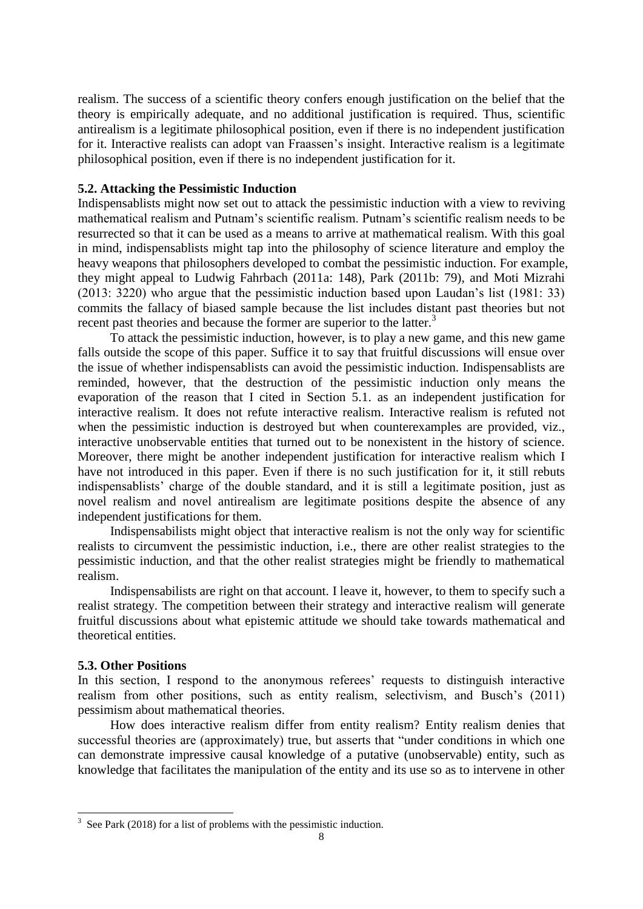realism. The success of a scientific theory confers enough justification on the belief that the theory is empirically adequate, and no additional justification is required. Thus, scientific antirealism is a legitimate philosophical position, even if there is no independent justification for it. Interactive realists can adopt van Fraassen's insight. Interactive realism is a legitimate philosophical position, even if there is no independent justification for it.

### 5.2. Attacking the Pessimistic Induction

Indispensablists might now set out to attack the pessimistic induction with a view to reviving mathematical realism and Putnam's scientific realism. Putnam's scientific realism needs to be resurrected so that it can be used as a means to arrive at mathematical realism. With this goal in mind, indispensablists might tap into the philosophy of science literature and employ the heavy weapons that philosophers developed to combat the pessimistic induction. For example, they might appeal to Ludwig Fahrbach (2011a: 148), Park (2011b: 79), and Moti Mizrahi (2013: 3220) who argue that the pessimistic induction based upon Laudan's list (1981: 33) commits the fallacy of biased sample because the list includes distant past theories but not recent past theories and because the former are superior to the latter.[3]

To attack the pessimistic induction, however, is to play a new game, and this new game falls outside the scope of this paper. Suffice it to say that fruitful discussions will ensue over the issue of whether indispensablists can avoid the pessimistic induction. Indispensablists are reminded, however, that the destruction of the pessimistic induction only means the evaporation of the reason that I cited in Section 5.1. as an independent justification for interactive realism. It does not refute interactive realism. Interactive realism is refuted not when the pessimistic induction is destroyed but when counterexamples are provided, viz., interactive unobservable entities that turned out to be nonexistent in the history of science. Moreover, there might be another independent justification for interactive realism which I have not introduced in this paper. Even if there is no such justification for it, it still rebuts indispensablists' charge of the double standard, and it is still a legitimate position, just as novel realism and novel antirealism are legitimate positions despite the absence of any independent justifications for them.

Indispensabilists might object that interactive realism is not the only way for scientific realists to circumvent the pessimistic induction, i.e., there are other realist strategies to the pessimistic induction, and that the other realist strategies might be friendly to mathematical realism.

Indispensabilists are right on that account. I leave it, however, to them to specify such a realist strategy. The competition between their strategy and interactive realism will generate fruitful discussions about what epistemic attitude we should take towards mathematical and theoretical entities.

### 5.3. Other Positions

In this section, I respond to the anonymous referees' requests to distinguish interactive realism from other positions, such as entity realism, selectivism, and Busch's (2011) pessimism about mathematical theories.

How does interactive realism differ from entity realism? Entity realism denies that successful theories are (approximately) true, but asserts that "under conditions in which one can demonstrate impressive causal knowledge of a putative (unobservable) entity, such as knowledge that facilitates the manipulation of the entity and its use so as to intervene in other

[3] See Park (2018) for a list of problems with the pessimistic induction.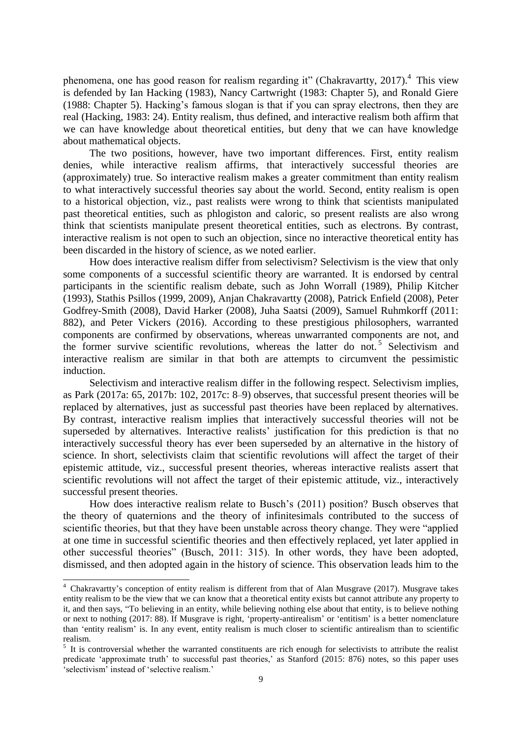phenomena, one has good reason for realism regarding it" (Chakravartty, 2017).[4] This view is defended by Ian Hacking (1983), Nancy Cartwright (1983: Chapter 5), and Ronald Giere (1988: Chapter 5). Hacking's famous slogan is that if you can spray electrons, then they are real (Hacking, 1983: 24). Entity realism, thus defined, and interactive realism both affirm that we can have knowledge about theoretical entities, but deny that we can have knowledge about mathematical objects.

The two positions, however, have two important differences. First, entity realism denies, while interactive realism affirms, that interactively successful theories are (approximately) true. So interactive realism makes a greater commitment than entity realism to what interactively successful theories say about the world. Second, entity realism is open to a historical objection, viz., past realists were wrong to think that scientists manipulated past theoretical entities, such as phlogiston and caloric, so present realists are also wrong think that scientists manipulate present theoretical entities, such as electrons. By contrast, interactive realism is not open to such an objection, since no interactive theoretical entity has been discarded in the history of science, as we noted earlier.

How does interactive realism differ from selectivism? Selectivism is the view that only some components of a successful scientific theory are warranted. It is endorsed by central participants in the scientific realism debate, such as John Worrall (1989), Philip Kitcher (1993), Stathis Psillos (1999, 2009), Anjan Chakravartty (2008), Patrick Enfield (2008), Peter Godfrey-Smith (2008), David Harker (2008), Juha Saatsi (2009), Samuel Ruhmkorff (2011: 882), and Peter Vickers (2016). According to these prestigious philosophers, warranted components are confirmed by observations, whereas unwarranted components are not, and the former survive scientific revolutions, whereas the latter do not.[5] Selectivism and interactive realism are similar in that both are attempts to circumvent the pessimistic induction.

Selectivism and interactive realism differ in the following respect. Selectivism implies, as Park (2017a: 65, 2017b: 102, 2017c: 8–9) observes, that successful present theories will be replaced by alternatives, just as successful past theories have been replaced by alternatives. By contrast, interactive realism implies that interactively successful theories will not be superseded by alternatives. Interactive realists' justification for this prediction is that no interactively successful theory has ever been superseded by an alternative in the history of science. In short, selectivists claim that scientific revolutions will affect the target of their epistemic attitude, viz., successful present theories, whereas interactive realists assert that scientific revolutions will not affect the target of their epistemic attitude, viz., interactively successful present theories.

How does interactive realism relate to Busch's (2011) position? Busch observes that the theory of quaternions and the theory of infinitesimals contributed to the success of scientific theories, but that they have been unstable across theory change. They were "applied at one time in successful scientific theories and then effectively replaced, yet later applied in other successful theories" (Busch, 2011: 315). In other words, they have been adopted, dismissed, and then adopted again in the history of science. This observation leads him to the

---

[4] Chakravartty's conception of entity realism is different from that of Alan Musgrave (2017). Musgrave takes entity realism to be the view that we can know that a theoretical entity exists but cannot attribute any property to it, and then says, "To believing in an entity, while believing nothing else about that entity, is to believe nothing or next to nothing (2017: 88). If Musgrave is right, 'property-antirealism' or 'entitism' is a better nomenclature than 'entity realism' is. In any event, entity realism is much closer to scientific antirealism than to scientific realism.

[5] It is controversial whether the warranted constituents are rich enough for selectivists to attribute the realist predicate 'approximate truth' to successful past theories,' as Stanford (2015: 876) notes, so this paper uses 'selectivism' instead of 'selective realism.'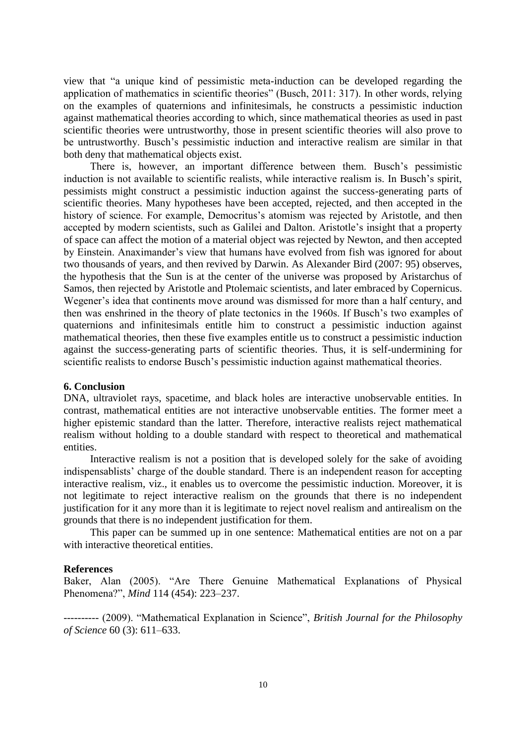view that "a unique kind of pessimistic meta-induction can be developed regarding the application of mathematics in scientific theories" (Busch, 2011: 317). In other words, relying on the examples of quaternions and infinitesimals, he constructs a pessimistic induction against mathematical theories according to which, since mathematical theories as used in past scientific theories were untrustworthy, those in present scientific theories will also prove to be untrustworthy. Busch's pessimistic induction and interactive realism are similar in that both deny that mathematical objects exist.

There is, however, an important difference between them. Busch's pessimistic induction is not available to scientific realists, while interactive realism is. In Busch's spirit, pessimists might construct a pessimistic induction against the success-generating parts of scientific theories. Many hypotheses have been accepted, rejected, and then accepted in the history of science. For example, Democritus's atomism was rejected by Aristotle, and then accepted by modern scientists, such as Galilei and Dalton. Aristotle's insight that a property of space can affect the motion of a material object was rejected by Newton, and then accepted by Einstein. Anaximander's view that humans have evolved from fish was ignored for about two thousands of years, and then revived by Darwin. As Alexander Bird (2007: 95) observes, the hypothesis that the Sun is at the center of the universe was proposed by Aristarchus of Samos, then rejected by Aristotle and Ptolemaic scientists, and later embraced by Copernicus. Wegener's idea that continents move around was dismissed for more than a half century, and then was enshrined in the theory of plate tectonics in the 1960s. If Busch's two examples of quaternions and infinitesimals entitle him to construct a pessimistic induction against mathematical theories, then these five examples entitle us to construct a pessimistic induction against the success-generating parts of scientific theories. Thus, it is self-undermining for scientific realists to endorse Busch's pessimistic induction against mathematical theories.

## 6. Conclusion

DNA, ultraviolet rays, spacetime, and black holes are interactive unobservable entities. In contrast, mathematical entities are not interactive unobservable entities. The former meet a higher epistemic standard than the latter. Therefore, interactive realists reject mathematical realism without holding to a double standard with respect to theoretical and mathematical entities.

Interactive realism is not a position that is developed solely for the sake of avoiding indispensablists' charge of the double standard. There is an independent reason for accepting interactive realism, viz., it enables us to overcome the pessimistic induction. Moreover, it is not legitimate to reject interactive realism on the grounds that there is no independent justification for it any more than it is legitimate to reject novel realism and antirealism on the grounds that there is no independent justification for them.

This paper can be summed up in one sentence: Mathematical entities are not on a par with interactive theoretical entities.

## References

Baker, Alan (2005). "Are There Genuine Mathematical Explanations of Physical Phenomena?", *Mind* 114 (454): 223–237.

---------- (2009). "Mathematical Explanation in Science", *British Journal for the Philosophy of Science* 60 (3): 611–633.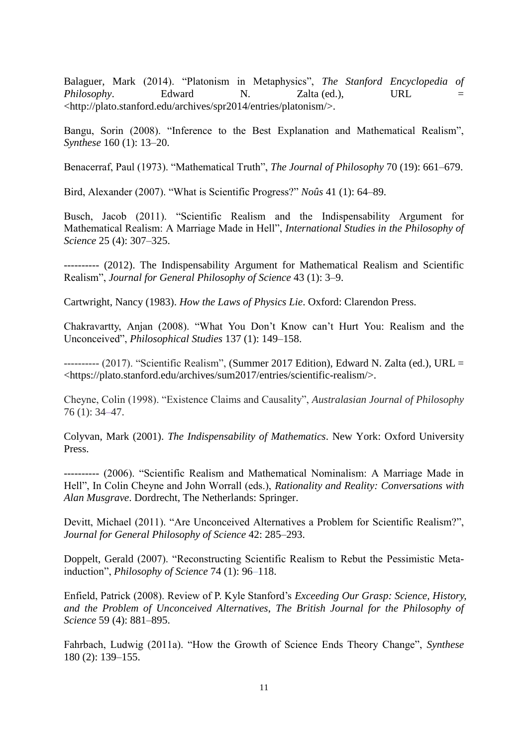Balaguer, Mark (2014). "Platonism in Metaphysics", *The Stanford Encyclopedia of Philosophy*. Edward N. Zalta (ed.), URL = <http://plato.stanford.edu/archives/spr2014/entries/platonism/>.

Bangu, Sorin (2008). "Inference to the Best Explanation and Mathematical Realism", *Synthese* 160 (1): 13–20.

Benacerraf, Paul (1973). "Mathematical Truth", *The Journal of Philosophy* 70 (19): 661–679.

Bird, Alexander (2007). "What is Scientific Progress?" *Noûs* 41 (1): 64–89.

Busch, Jacob (2011). "Scientific Realism and the Indispensability Argument for Mathematical Realism: A Marriage Made in Hell", *International Studies in the Philosophy of Science* 25 (4): 307–325.

---------- (2012). The Indispensability Argument for Mathematical Realism and Scientific Realism", *Journal for General Philosophy of Science* 43 (1): 3–9.

Cartwright, Nancy (1983). *How the Laws of Physics Lie*. Oxford: Clarendon Press.

Chakravartty, Anjan (2008). "What You Don't Know can't Hurt You: Realism and the Unconceived", *Philosophical Studies* 137 (1): 149–158.

---------- (2017). "Scientific Realism", (Summer 2017 Edition), Edward N. Zalta (ed.), URL = <https://plato.stanford.edu/archives/sum2017/entries/scientific-realism/>.

Cheyne, Colin (1998). "Existence Claims and Causality", *Australasian Journal of Philosophy* 76 (1): 34–47.

Colyvan, Mark (2001). *The Indispensability of Mathematics*. New York: Oxford University Press.

---------- (2006). "Scientific Realism and Mathematical Nominalism: A Marriage Made in Hell", In Colin Cheyne and John Worrall (eds.), *Rationality and Reality: Conversations with Alan Musgrave*. Dordrecht, The Netherlands: Springer.

Devitt, Michael (2011). "Are Unconceived Alternatives a Problem for Scientific Realism?", *Journal for General Philosophy of Science* 42: 285–293.

Doppelt, Gerald (2007). "Reconstructing Scientific Realism to Rebut the Pessimistic Meta-induction", *Philosophy of Science* 74 (1): 96–118.

Enfield, Patrick (2008). Review of P. Kyle Stanford's *Exceeding Our Grasp: Science, History, and the Problem of Unconceived Alternatives*, *The British Journal for the Philosophy of Science* 59 (4): 881–895.

Fahrbach, Ludwig (2011a). "How the Growth of Science Ends Theory Change", *Synthese* 180 (2): 139–155.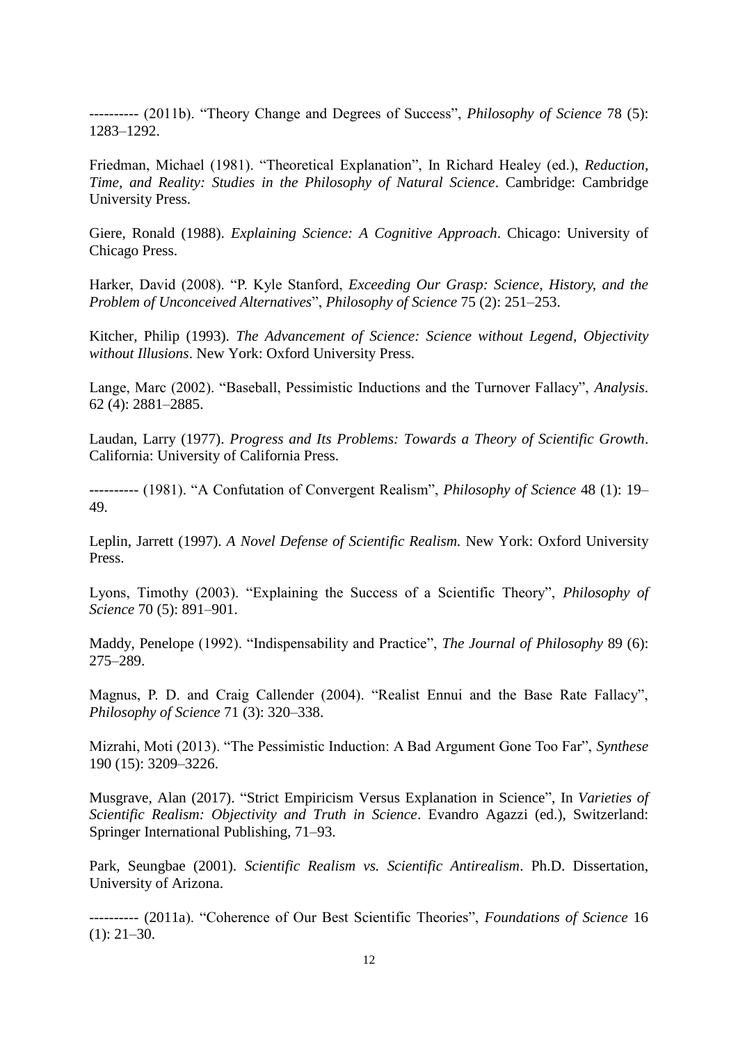---------- (2011b). “Theory Change and Degrees of Success”, *Philosophy of Science* 78 (5): 1283–1292.

Friedman, Michael (1981). “Theoretical Explanation”, In Richard Healey (ed.), *Reduction, Time, and Reality: Studies in the Philosophy of Natural Science*. Cambridge: Cambridge University Press.

Giere, Ronald (1988). *Explaining Science: A Cognitive Approach*. Chicago: University of Chicago Press.

Harker, David (2008). “P. Kyle Stanford, *Exceeding Our Grasp: Science, History, and the Problem of Unconceived Alternatives*”, *Philosophy of Science* 75 (2): 251–253.

Kitcher, Philip (1993). *The Advancement of Science: Science without Legend, Objectivity without Illusions*. New York: Oxford University Press.

Lange, Marc (2002). “Baseball, Pessimistic Inductions and the Turnover Fallacy”, *Analysis*. 62 (4): 2881–2885.

Laudan, Larry (1977). *Progress and Its Problems: Towards a Theory of Scientific Growth*. California: University of California Press.

---------- (1981). “A Confutation of Convergent Realism”, *Philosophy of Science* 48 (1): 19–49.

Leplin, Jarrett (1997). *A Novel Defense of Scientific Realism*. New York: Oxford University Press.

Lyons, Timothy (2003). “Explaining the Success of a Scientific Theory”, *Philosophy of Science* 70 (5): 891–901.

Maddy, Penelope (1992). “Indispensability and Practice”, *The Journal of Philosophy* 89 (6): 275–289.

Magnus, P. D. and Craig Callender (2004). “Realist Ennui and the Base Rate Fallacy”, *Philosophy of Science* 71 (3): 320–338.

Mizrahi, Moti (2013). “The Pessimistic Induction: A Bad Argument Gone Too Far”, *Synthese* 190 (15): 3209–3226.

Musgrave, Alan (2017). “Strict Empiricism Versus Explanation in Science”, In *Varieties of Scientific Realism: Objectivity and Truth in Science*. Evandro Agazzi (ed.), Switzerland: Springer International Publishing, 71–93.

Park, Seungbae (2001). *Scientific Realism vs. Scientific Antirealism*. Ph.D. Dissertation, University of Arizona.

---------- (2011a). “Coherence of Our Best Scientific Theories”, *Foundations of Science* 16 (1): 21–30.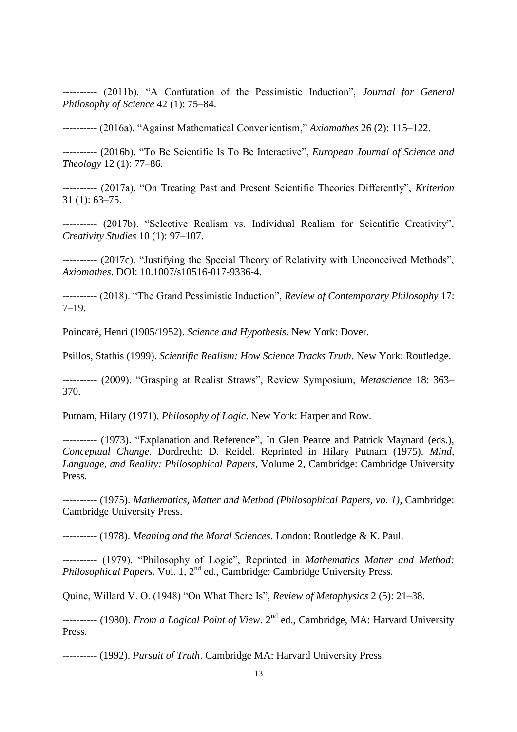---------- (2011b). "A Confutation of the Pessimistic Induction", *Journal for General Philosophy of Science* 42 (1): 75–84.

---------- (2016a). "Against Mathematical Convenientism," *Axiomathes* 26 (2): 115–122.

---------- (2016b). "To Be Scientific Is To Be Interactive", *European Journal of Science and Theology* 12 (1): 77–86.

---------- (2017a). "On Treating Past and Present Scientific Theories Differently", *Kriterion* 31 (1): 63–75.

---------- (2017b). "Selective Realism vs. Individual Realism for Scientific Creativity", *Creativity Studies* 10 (1): 97–107.

---------- (2017c). "Justifying the Special Theory of Relativity with Unconceived Methods", *Axiomathes*. DOI: 10.1007/s10516-017-9336-4.

---------- (2018). "The Grand Pessimistic Induction", *Review of Contemporary Philosophy* 17: 7–19.

Poincaré, Henri (1905/1952). *Science and Hypothesis*. New York: Dover.

Psillos, Stathis (1999). *Scientific Realism: How Science Tracks Truth*. New York: Routledge.

---------- (2009). "Grasping at Realist Straws", Review Symposium, *Metascience* 18: 363–370.

Putnam, Hilary (1971). *Philosophy of Logic*. New York: Harper and Row.

---------- (1973). "Explanation and Reference", In Glen Pearce and Patrick Maynard (eds.), *Conceptual Change*. Dordrecht: D. Reidel. Reprinted in Hilary Putnam (1975). *Mind, Language, and Reality: Philosophical Papers*, Volume 2, Cambridge: Cambridge University Press.

---------- (1975). *Mathematics, Matter and Method (Philosophical Papers, vo. 1)*, Cambridge: Cambridge University Press.

---------- (1978). *Meaning and the Moral Sciences*. London: Routledge & K. Paul.

---------- (1979). "Philosophy of Logic", Reprinted in *Mathematics Matter and Method: Philosophical Papers*. Vol. 1, 2nd ed., Cambridge: Cambridge University Press.

Quine, Willard V. O. (1948) "On What There Is", *Review of Metaphysics* 2 (5): 21–38.

---------- (1980). *From a Logical Point of View*. 2nd ed., Cambridge, MA: Harvard University Press.

---------- (1992). *Pursuit of Truth*. Cambridge MA: Harvard University Press.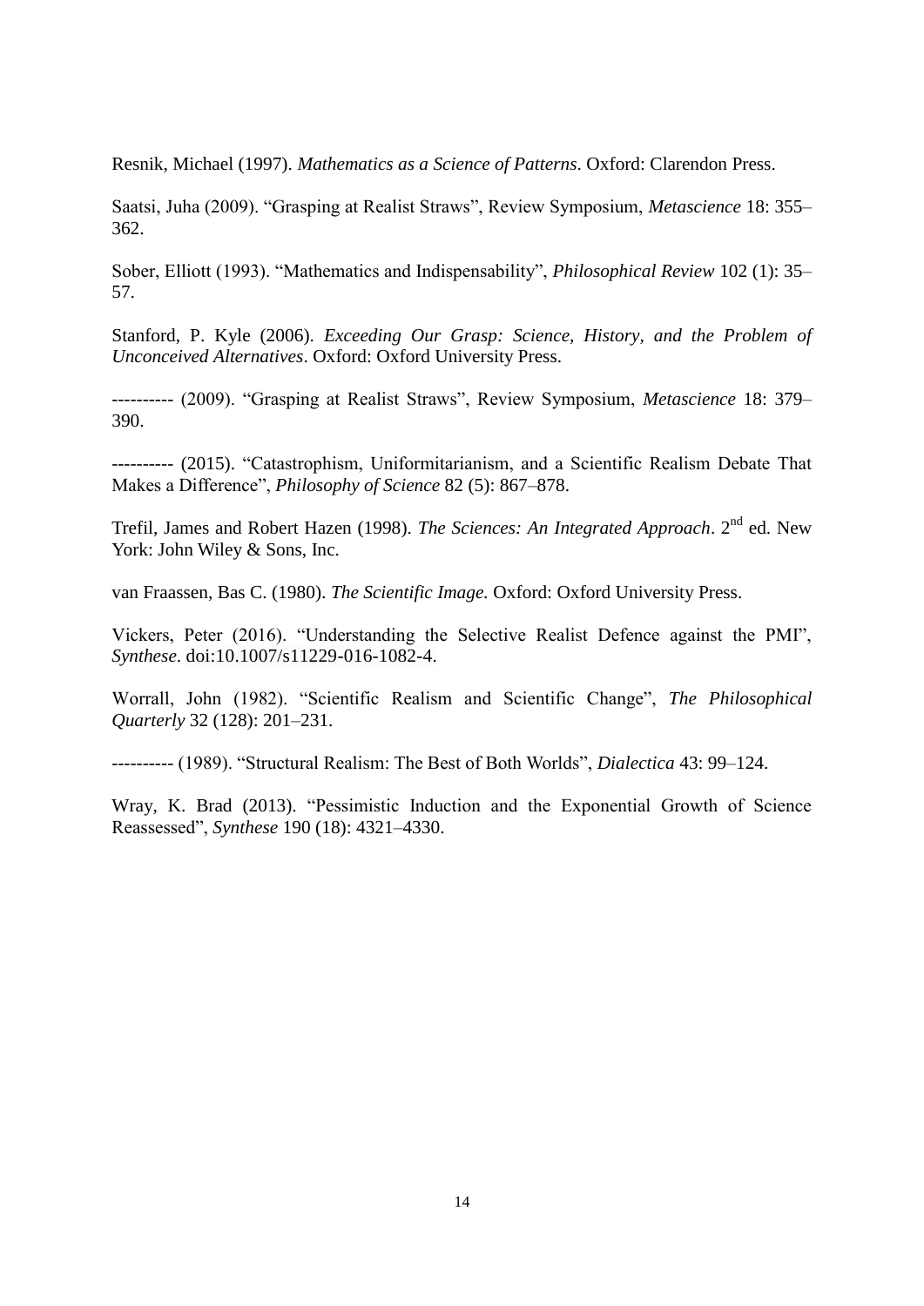Resnik, Michael (1997). *Mathematics as a Science of Patterns*. Oxford: Clarendon Press.

Saatsi, Juha (2009). "Grasping at Realist Straws", Review Symposium, *Metascience* 18: 355–362.

Sober, Elliott (1993). "Mathematics and Indispensability", *Philosophical Review* 102 (1): 35–57.

Stanford, P. Kyle (2006). *Exceeding Our Grasp: Science, History, and the Problem of Unconceived Alternatives*. Oxford: Oxford University Press.

---------- (2009). "Grasping at Realist Straws", Review Symposium, *Metascience* 18: 379–390.

---------- (2015). "Catastrophism, Uniformitarianism, and a Scientific Realism Debate That Makes a Difference", *Philosophy of Science* 82 (5): 867–878.

Trefil, James and Robert Hazen (1998). *The Sciences: An Integrated Approach*. 2nd ed. New York: John Wiley & Sons, Inc.

van Fraassen, Bas C. (1980). *The Scientific Image.* Oxford: Oxford University Press.

Vickers, Peter (2016). "Understanding the Selective Realist Defence against the PMI", *Synthese*. doi:10.1007/s11229-016-1082-4.

Worrall, John (1982). "Scientific Realism and Scientific Change", *The Philosophical Quarterly* 32 (128): 201–231.

---------- (1989). "Structural Realism: The Best of Both Worlds", *Dialectica* 43: 99–124.

Wray, K. Brad (2013). "Pessimistic Induction and the Exponential Growth of Science Reassessed", *Synthese* 190 (18): 4321–4330.